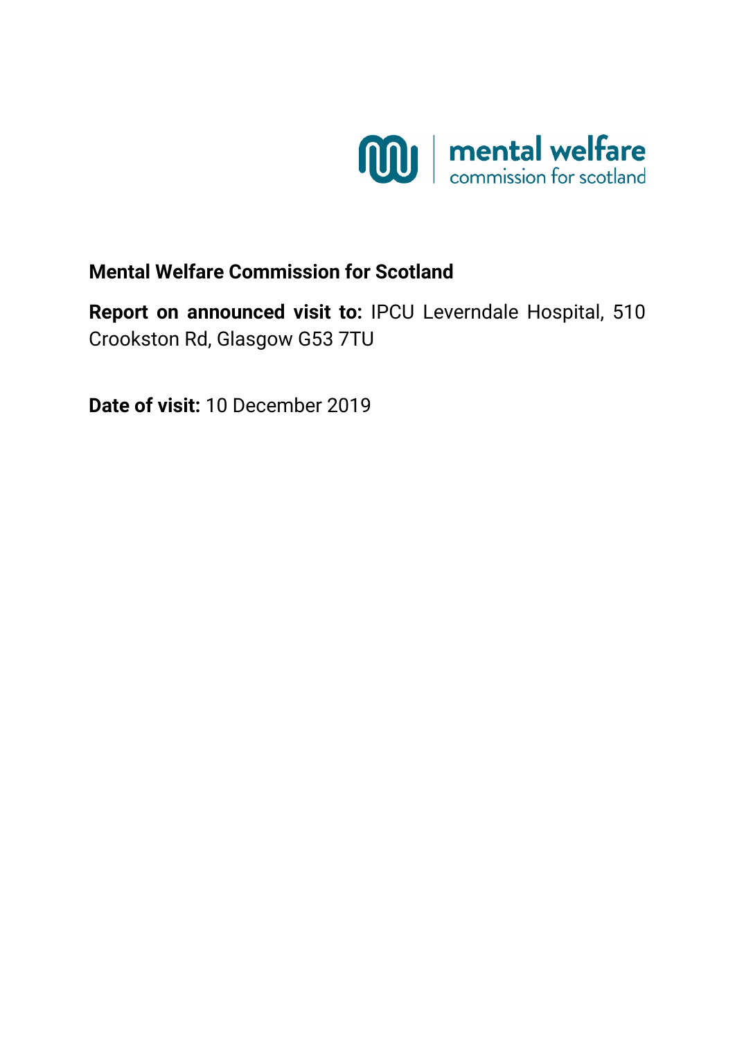**Mental Welfare Commission for Scotland**

**Report on announced visit to:** IPCU Leverndale Hospital, 510 Crookston Rd, Glasgow G53 7TU

**Date of visit:** 10 December 2019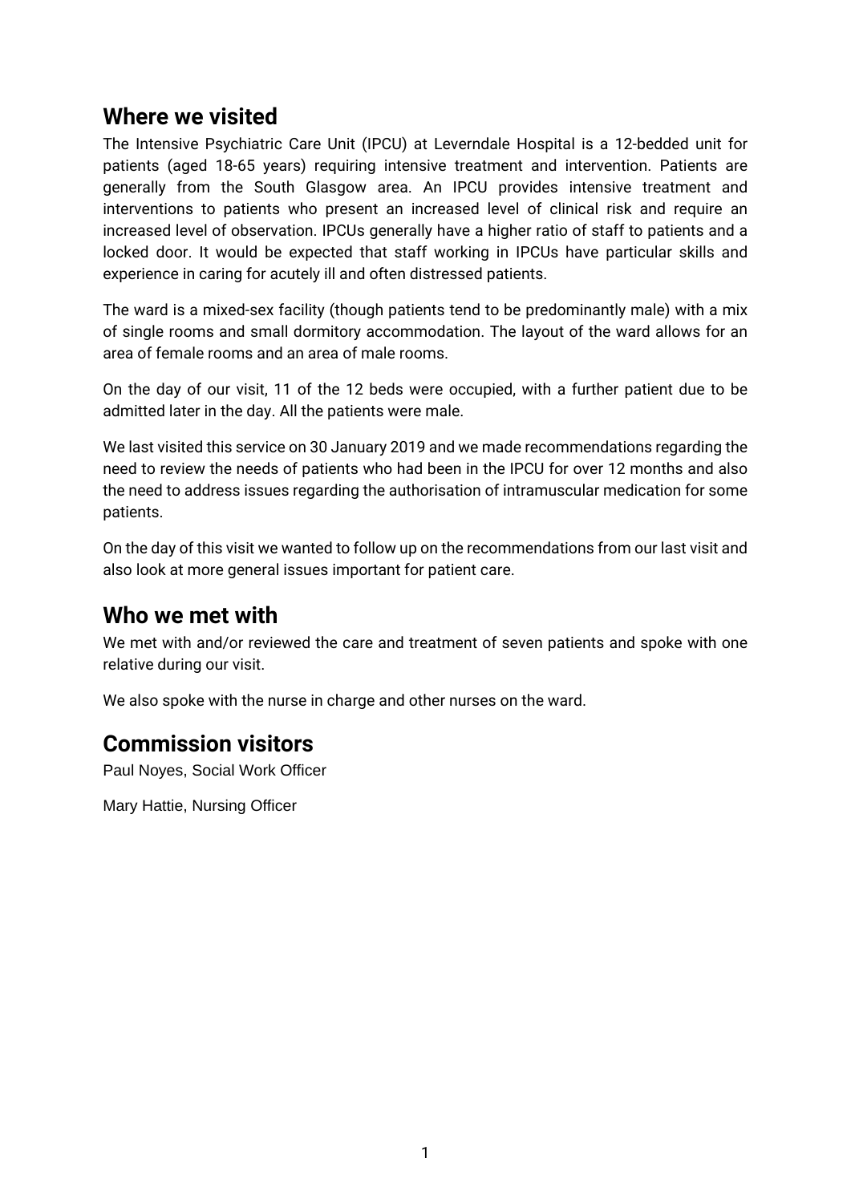## Where we visited

The Intensive Psychiatric Care Unit (IPCU) at Leverndale Hospital is a 12-bedded unit for patients (aged 18-65 years) requiring intensive treatment and intervention. Patients are generally from the South Glasgow area. An IPCU provides intensive treatment and interventions to patients who present an increased level of clinical risk and require an increased level of observation. IPCUs generally have a higher ratio of staff to patients and a locked door. It would be expected that staff working in IPCUs have particular skills and experience in caring for acutely ill and often distressed patients.

The ward is a mixed-sex facility (though patients tend to be predominantly male) with a mix of single rooms and small dormitory accommodation. The layout of the ward allows for an area of female rooms and an area of male rooms.

On the day of our visit, 11 of the 12 beds were occupied, with a further patient due to be admitted later in the day. All the patients were male.

We last visited this service on 30 January 2019 and we made recommendations regarding the need to review the needs of patients who had been in the IPCU for over 12 months and also the need to address issues regarding the authorisation of intramuscular medication for some patients.

On the day of this visit we wanted to follow up on the recommendations from our last visit and also look at more general issues important for patient care.

## Who we met with

We met with and/or reviewed the care and treatment of seven patients and spoke with one relative during our visit.

We also spoke with the nurse in charge and other nurses on the ward.

## Commission visitors

Paul Noyes, Social Work Officer

Mary Hattie, Nursing Officer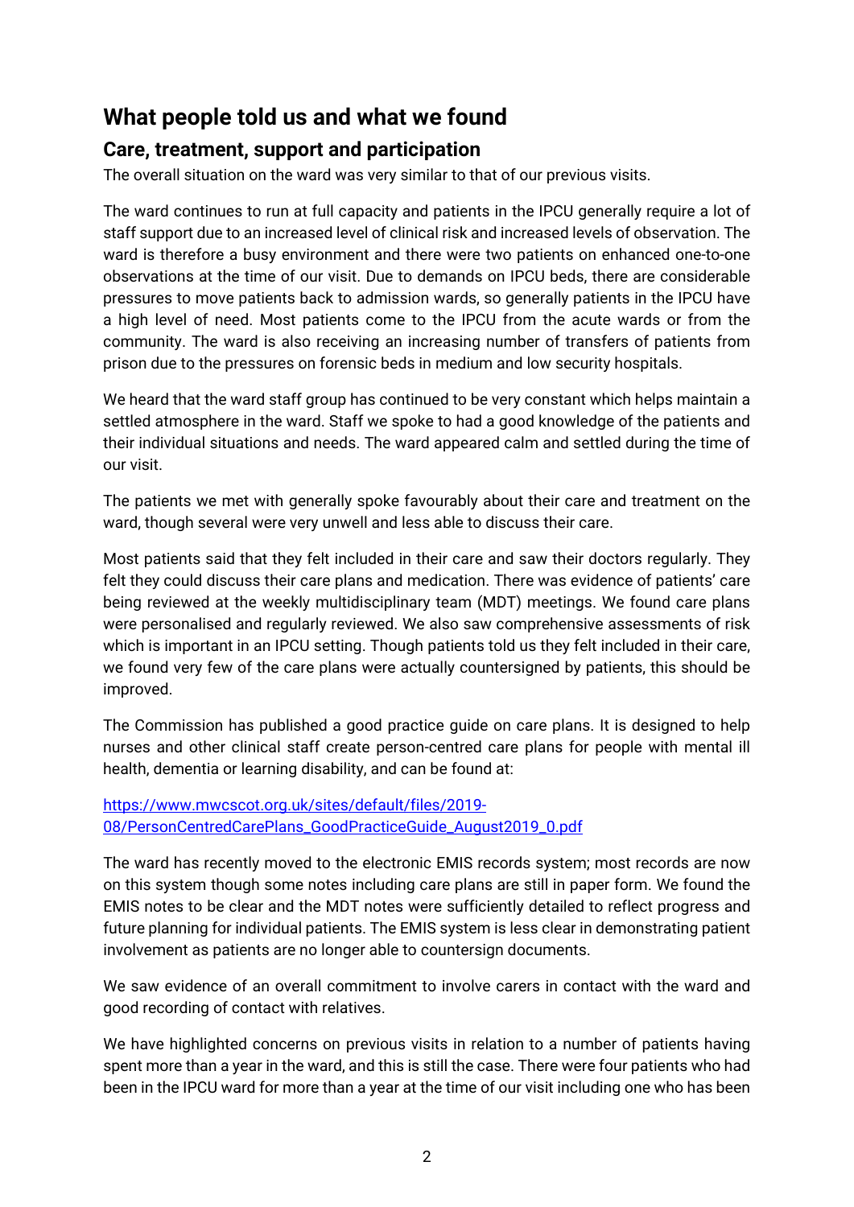## What people told us and what we found

### Care, treatment, support and participation

The overall situation on the ward was very similar to that of our previous visits.

The ward continues to run at full capacity and patients in the IPCU generally require a lot of staff support due to an increased level of clinical risk and increased levels of observation. The ward is therefore a busy environment and there were two patients on enhanced one-to-one observations at the time of our visit. Due to demands on IPCU beds, there are considerable pressures to move patients back to admission wards, so generally patients in the IPCU have a high level of need. Most patients come to the IPCU from the acute wards or from the community. The ward is also receiving an increasing number of transfers of patients from prison due to the pressures on forensic beds in medium and low security hospitals.

We heard that the ward staff group has continued to be very constant which helps maintain a settled atmosphere in the ward. Staff we spoke to had a good knowledge of the patients and their individual situations and needs. The ward appeared calm and settled during the time of our visit.

The patients we met with generally spoke favourably about their care and treatment on the ward, though several were very unwell and less able to discuss their care.

Most patients said that they felt included in their care and saw their doctors regularly. They felt they could discuss their care plans and medication. There was evidence of patients' care being reviewed at the weekly multidisciplinary team (MDT) meetings. We found care plans were personalised and regularly reviewed. We also saw comprehensive assessments of risk which is important in an IPCU setting. Though patients told us they felt included in their care, we found very few of the care plans were actually countersigned by patients, this should be improved.

The Commission has published a good practice guide on care plans. It is designed to help nurses and other clinical staff create person-centred care plans for people with mental ill health, dementia or learning disability, and can be found at:

https://www.mwcscot.org.uk/sites/default/files/2019-08/PersonCentredCarePlans_GoodPracticeGuide_August2019_0.pdf

The ward has recently moved to the electronic EMIS records system; most records are now on this system though some notes including care plans are still in paper form. We found the EMIS notes to be clear and the MDT notes were sufficiently detailed to reflect progress and future planning for individual patients. The EMIS system is less clear in demonstrating patient involvement as patients are no longer able to countersign documents.

We saw evidence of an overall commitment to involve carers in contact with the ward and good recording of contact with relatives.

We have highlighted concerns on previous visits in relation to a number of patients having spent more than a year in the ward, and this is still the case. There were four patients who had been in the IPCU ward for more than a year at the time of our visit including one who has been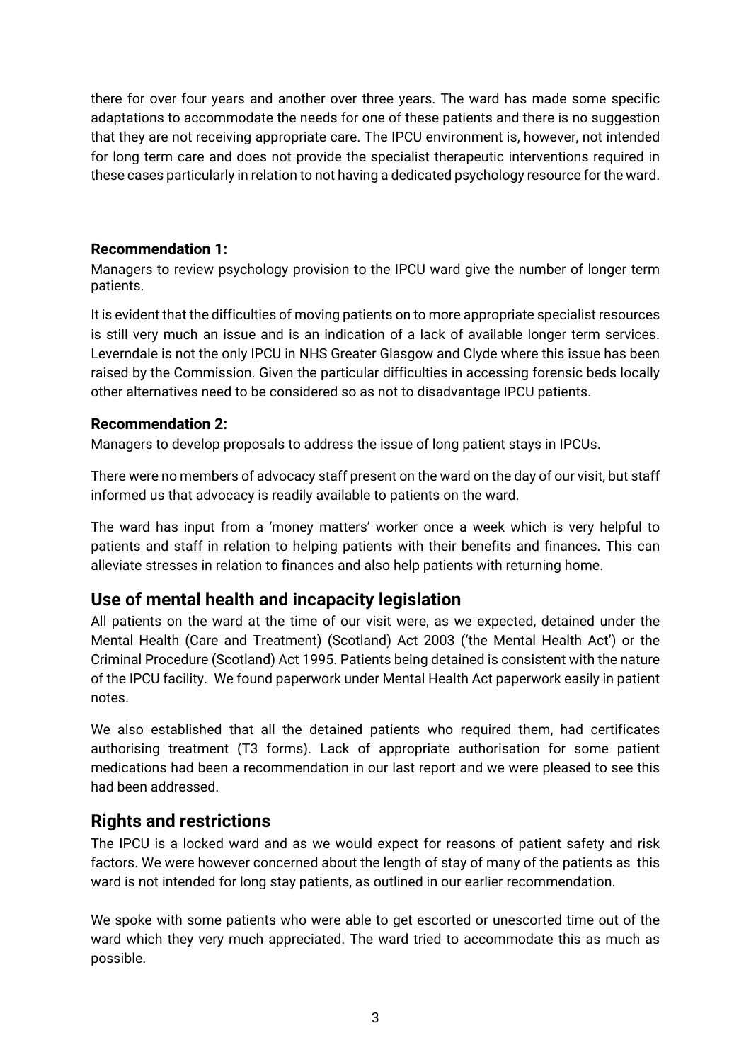there for over four years and another over three years. The ward has made some specific adaptations to accommodate the needs for one of these patients and there is no suggestion that they are not receiving appropriate care. The IPCU environment is, however, not intended for long term care and does not provide the specialist therapeutic interventions required in these cases particularly in relation to not having a dedicated psychology resource for the ward.

**Recommendation 1:**

Managers to review psychology provision to the IPCU ward give the number of longer term patients.

It is evident that the difficulties of moving patients on to more appropriate specialist resources is still very much an issue and is an indication of a lack of available longer term services. Leverndale is not the only IPCU in NHS Greater Glasgow and Clyde where this issue has been raised by the Commission. Given the particular difficulties in accessing forensic beds locally other alternatives need to be considered so as not to disadvantage IPCU patients.

**Recommendation 2:**

Managers to develop proposals to address the issue of long patient stays in IPCUs.

There were no members of advocacy staff present on the ward on the day of our visit, but staff informed us that advocacy is readily available to patients on the ward.

The ward has input from a 'money matters' worker once a week which is very helpful to patients and staff in relation to helping patients with their benefits and finances. This can alleviate stresses in relation to finances and also help patients with returning home.

## Use of mental health and incapacity legislation

All patients on the ward at the time of our visit were, as we expected, detained under the Mental Health (Care and Treatment) (Scotland) Act 2003 ('the Mental Health Act') or the Criminal Procedure (Scotland) Act 1995. Patients being detained is consistent with the nature of the IPCU facility. We found paperwork under Mental Health Act paperwork easily in patient notes.

We also established that all the detained patients who required them, had certificates authorising treatment (T3 forms). Lack of appropriate authorisation for some patient medications had been a recommendation in our last report and we were pleased to see this had been addressed.

## Rights and restrictions

The IPCU is a locked ward and as we would expect for reasons of patient safety and risk factors. We were however concerned about the length of stay of many of the patients as this ward is not intended for long stay patients, as outlined in our earlier recommendation.

We spoke with some patients who were able to get escorted or unescorted time out of the ward which they very much appreciated. The ward tried to accommodate this as much as possible.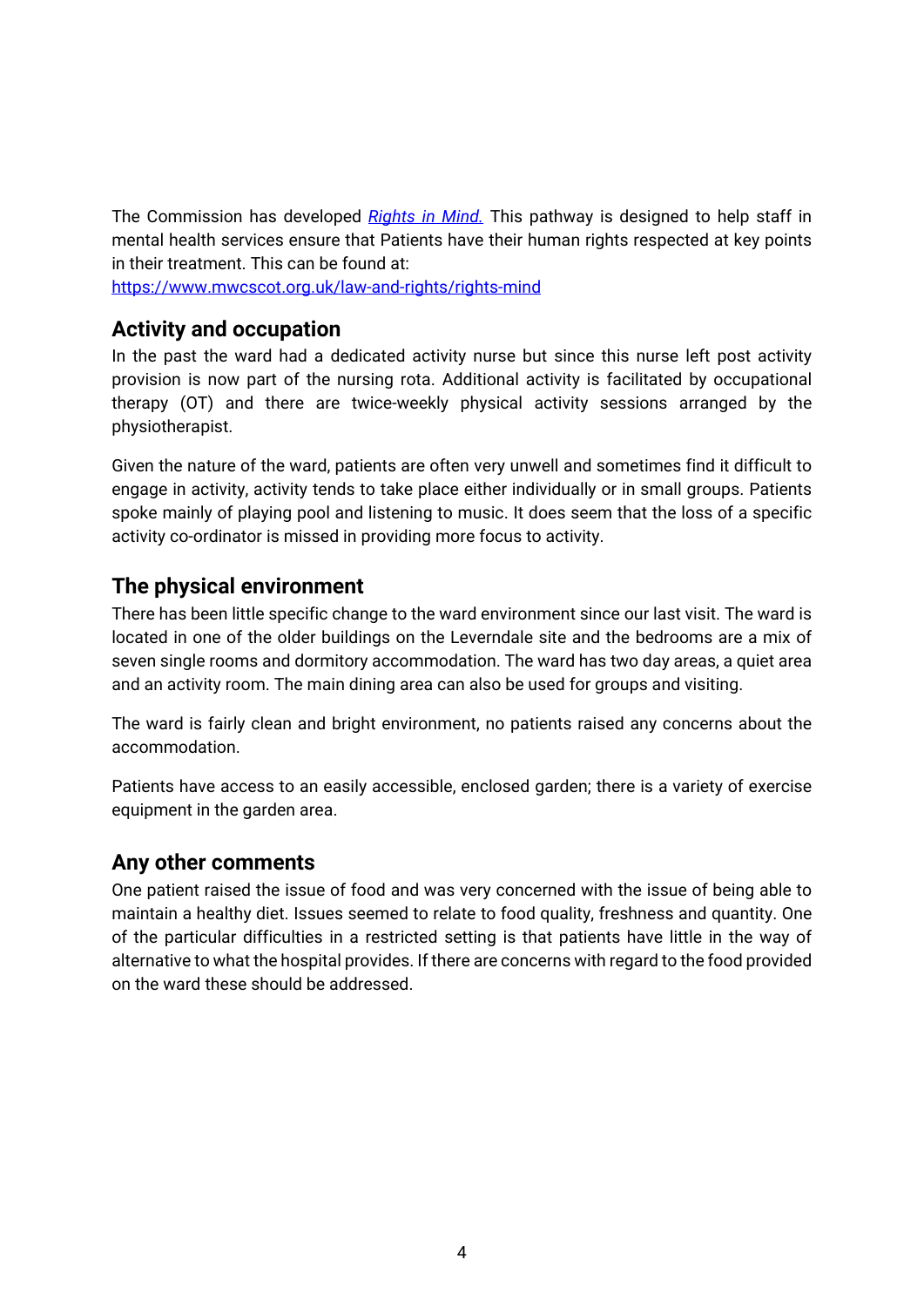The Commission has developed [*Rights in Mind.*](https://www.mwcscot.org.uk/law-and-rights/rights-mind) This pathway is designed to help staff in mental health services ensure that Patients have their human rights respected at key points in their treatment. This can be found at:
https://www.mwcscot.org.uk/law-and-rights/rights-mind

## Activity and occupation

In the past the ward had a dedicated activity nurse but since this nurse left post activity provision is now part of the nursing rota. Additional activity is facilitated by occupational therapy (OT) and there are twice-weekly physical activity sessions arranged by the physiotherapist.

Given the nature of the ward, patients are often very unwell and sometimes find it difficult to engage in activity, activity tends to take place either individually or in small groups. Patients spoke mainly of playing pool and listening to music. It does seem that the loss of a specific activity co-ordinator is missed in providing more focus to activity.

## The physical environment

There has been little specific change to the ward environment since our last visit. The ward is located in one of the older buildings on the Leverndale site and the bedrooms are a mix of seven single rooms and dormitory accommodation. The ward has two day areas, a quiet area and an activity room. The main dining area can also be used for groups and visiting.

The ward is fairly clean and bright environment, no patients raised any concerns about the accommodation.

Patients have access to an easily accessible, enclosed garden; there is a variety of exercise equipment in the garden area.

## Any other comments

One patient raised the issue of food and was very concerned with the issue of being able to maintain a healthy diet. Issues seemed to relate to food quality, freshness and quantity. One of the particular difficulties in a restricted setting is that patients have little in the way of alternative to what the hospital provides. If there are concerns with regard to the food provided on the ward these should be addressed.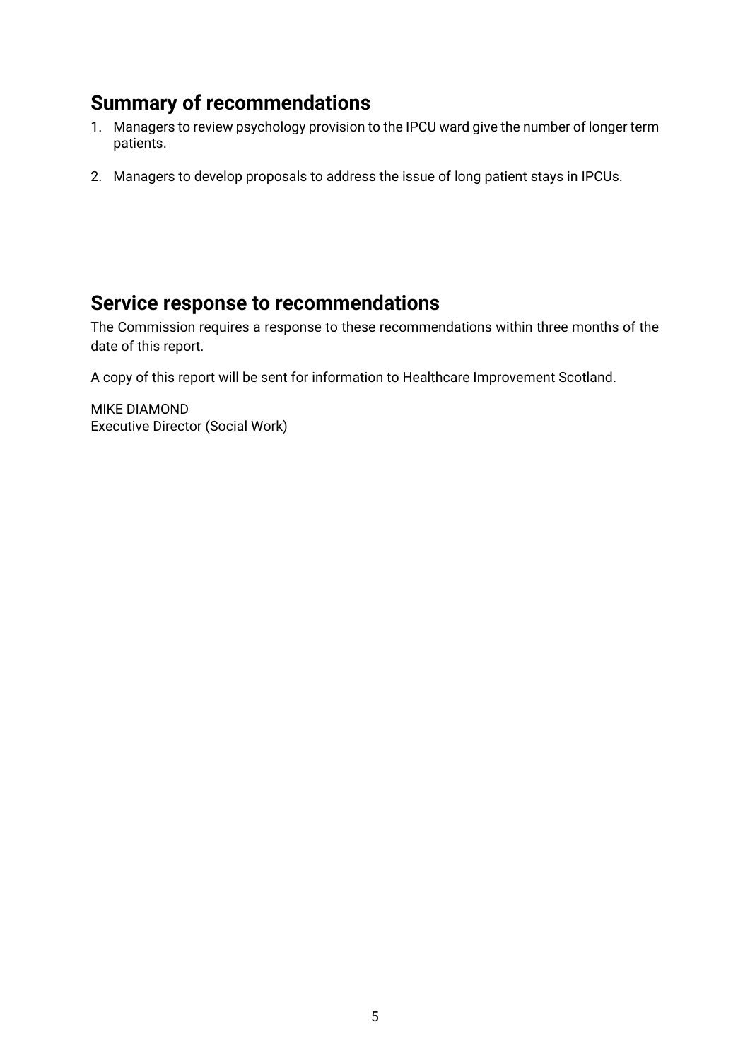## Summary of recommendations

1. Managers to review psychology provision to the IPCU ward give the number of longer term patients.

2. Managers to develop proposals to address the issue of long patient stays in IPCUs.

## Service response to recommendations

The Commission requires a response to these recommendations within three months of the date of this report.

A copy of this report will be sent for information to Healthcare Improvement Scotland.

MIKE DIAMOND
Executive Director (Social Work)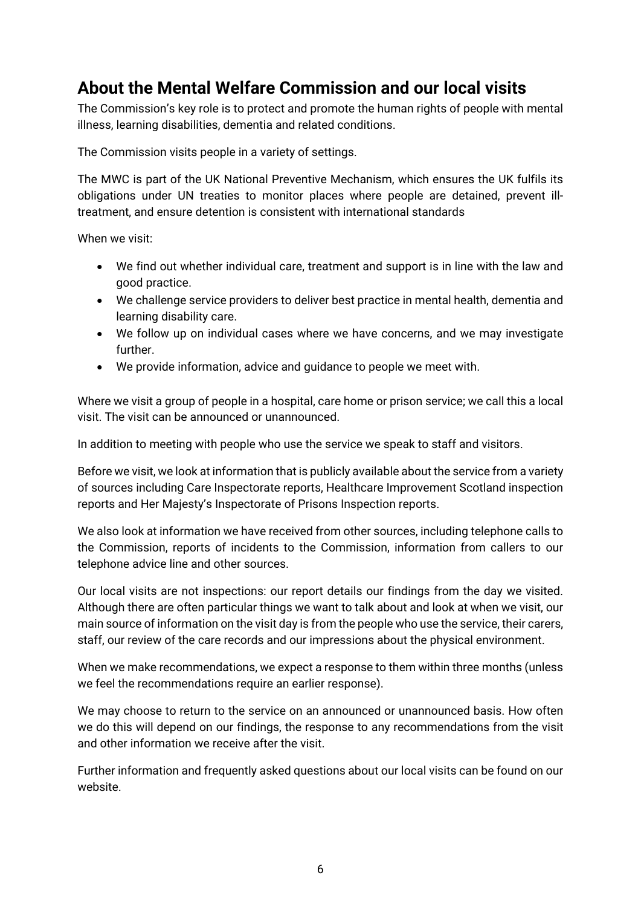## About the Mental Welfare Commission and our local visits

The Commission's key role is to protect and promote the human rights of people with mental illness, learning disabilities, dementia and related conditions.

The Commission visits people in a variety of settings.

The MWC is part of the UK National Preventive Mechanism, which ensures the UK fulfils its obligations under UN treaties to monitor places where people are detained, prevent ill-treatment, and ensure detention is consistent with international standards

When we visit:

- We find out whether individual care, treatment and support is in line with the law and good practice.
- We challenge service providers to deliver best practice in mental health, dementia and learning disability care.
- We follow up on individual cases where we have concerns, and we may investigate further.
- We provide information, advice and guidance to people we meet with.

Where we visit a group of people in a hospital, care home or prison service; we call this a local visit. The visit can be announced or unannounced.

In addition to meeting with people who use the service we speak to staff and visitors.

Before we visit, we look at information that is publicly available about the service from a variety of sources including Care Inspectorate reports, Healthcare Improvement Scotland inspection reports and Her Majesty's Inspectorate of Prisons Inspection reports.

We also look at information we have received from other sources, including telephone calls to the Commission, reports of incidents to the Commission, information from callers to our telephone advice line and other sources.

Our local visits are not inspections: our report details our findings from the day we visited. Although there are often particular things we want to talk about and look at when we visit, our main source of information on the visit day is from the people who use the service, their carers, staff, our review of the care records and our impressions about the physical environment.

When we make recommendations, we expect a response to them within three months (unless we feel the recommendations require an earlier response).

We may choose to return to the service on an announced or unannounced basis. How often we do this will depend on our findings, the response to any recommendations from the visit and other information we receive after the visit.

Further information and frequently asked questions about our local visits can be found on our website.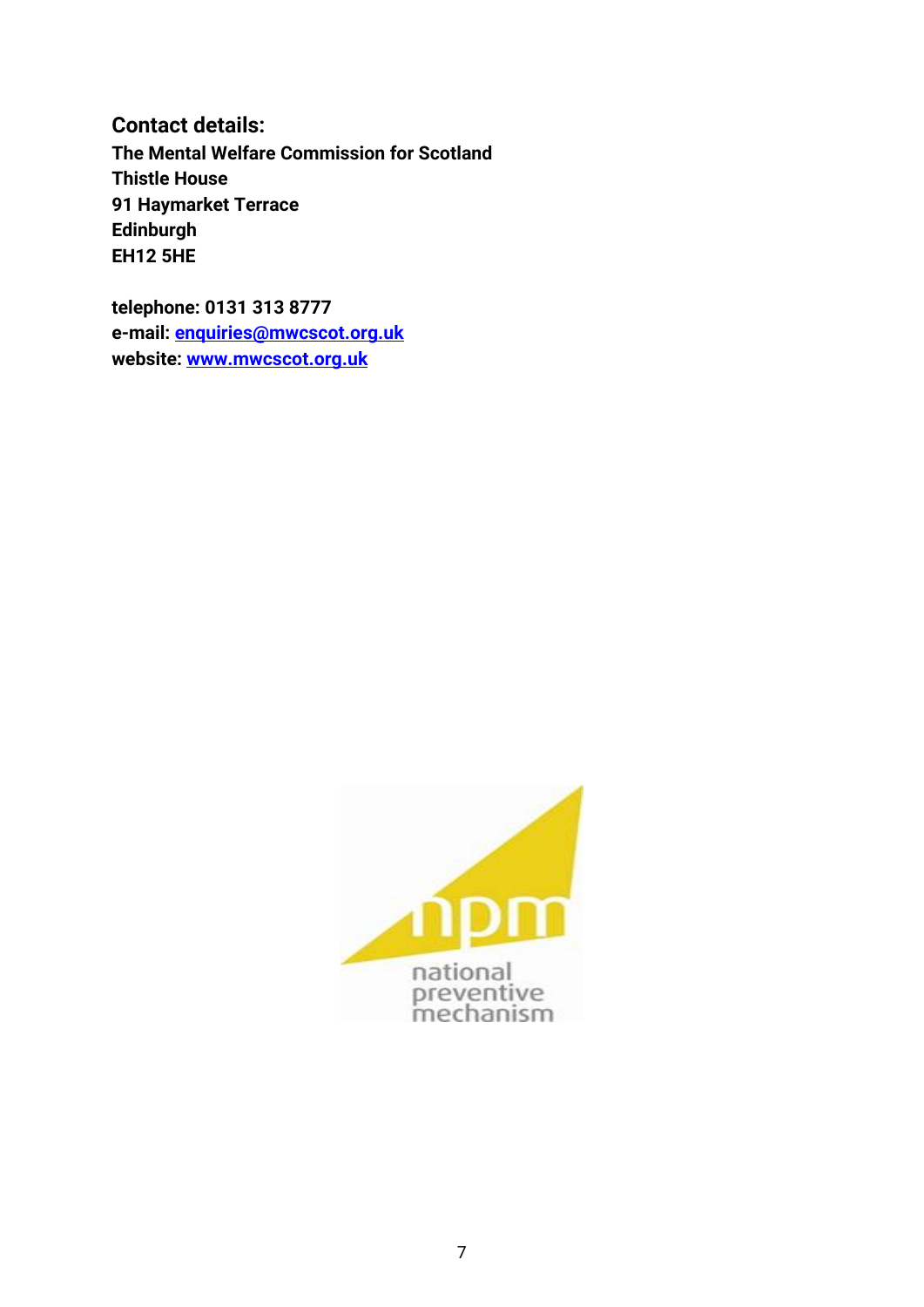**Contact details:**
**The Mental Welfare Commission for Scotland**
**Thistle House**
**91 Haymarket Terrace**
**Edinburgh**
**EH12 5HE**

**telephone: 0131 313 8777**
**e-mail: [enquiries@mwcscot.org.uk](mailto:enquiries@mwcscot.org.uk)**
**website: [www.mwcscot.org.uk](http://www.mwcscot.org.uk)**